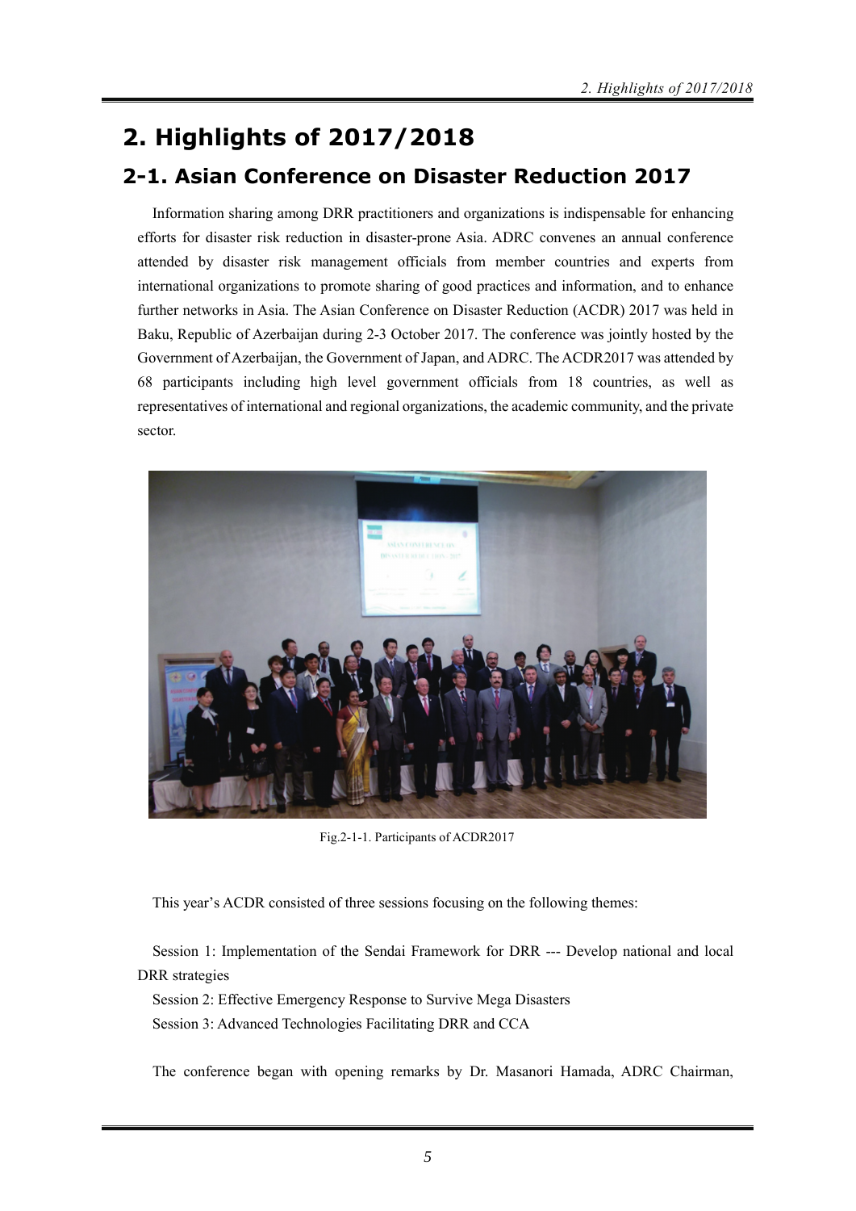# 2. Highlights of 2017/2018

## 2-1. Asian Conference on Disaster Reduction 2017

Information sharing among DRR practitioners and organizations is indispensable for enhancing efforts for disaster risk reduction in disaster-prone Asia. ADRC convenes an annual conference attended by disaster risk management officials from member countries and experts from international organizations to promote sharing of good practices and information, and to enhance further networks in Asia. The Asian Conference on Disaster Reduction (ACDR) 2017 was held in Baku, Republic of Azerbaijan during 2-3 October 2017. The conference was jointly hosted by the Government of Azerbaijan, the Government of Japan, and ADRC. The ACDR2017 was attended by 68 participants including high level government officials from 18 countries, as well as representatives of international and regional organizations, the academic community, and the private sector.

Fig.2-1-1. Participants of ACDR2017

This year's ACDR consisted of three sessions focusing on the following themes:

Session 1: Implementation of the Sendai Framework for DRR --- Develop national and local DRR strategies

Session 2: Effective Emergency Response to Survive Mega Disasters

Session 3: Advanced Technologies Facilitating DRR and CCA

The conference began with opening remarks by Dr. Masanori Hamada, ADRC Chairman,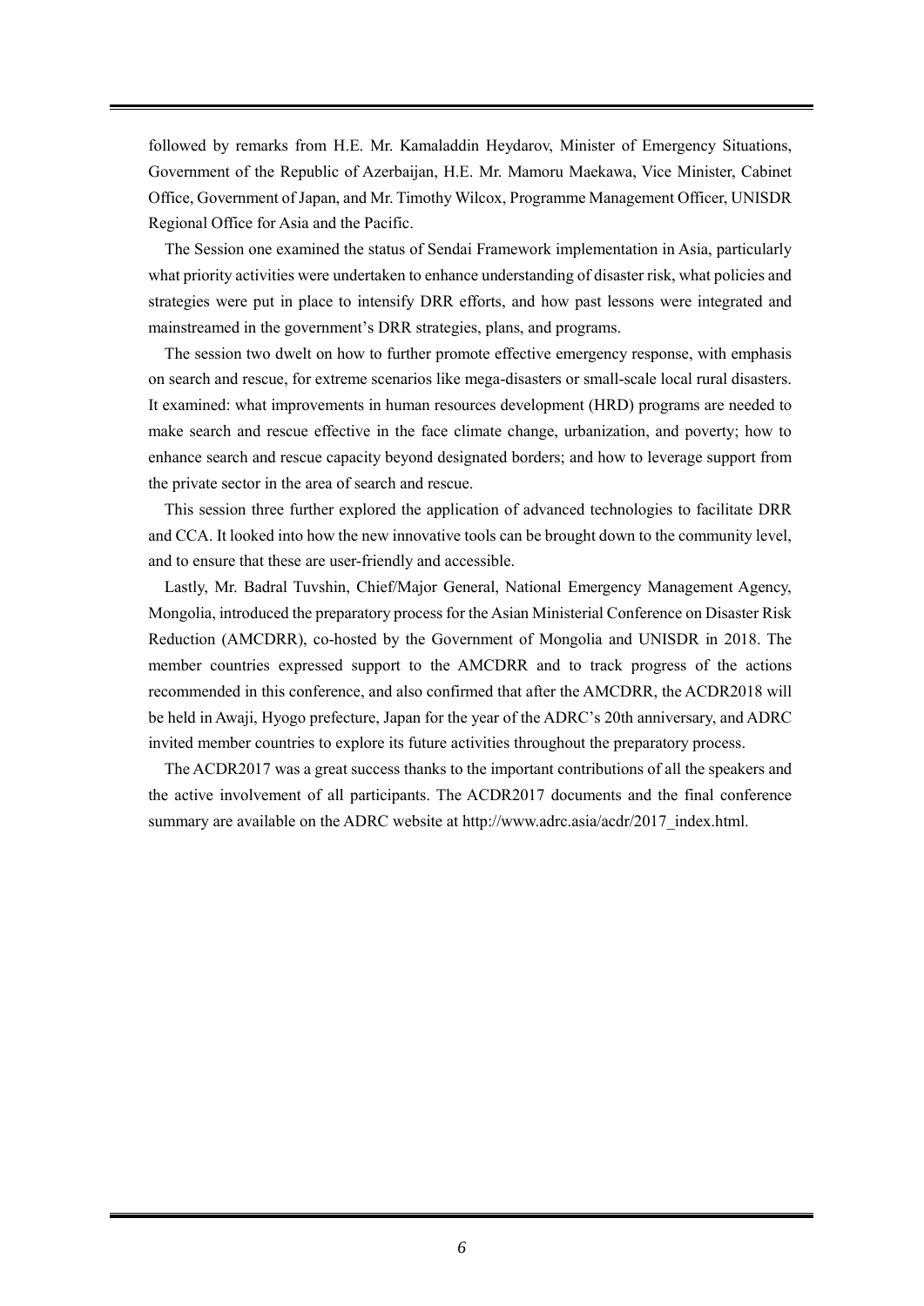followed by remarks from H.E. Mr. Kamaladdin Heydarov, Minister of Emergency Situations, Government of the Republic of Azerbaijan, H.E. Mr. Mamoru Maekawa, Vice Minister, Cabinet Office, Government of Japan, and Mr. Timothy Wilcox, Programme Management Officer, UNISDR Regional Office for Asia and the Pacific.

The Session one examined the status of Sendai Framework implementation in Asia, particularly what priority activities were undertaken to enhance understanding of disaster risk, what policies and strategies were put in place to intensify DRR efforts, and how past lessons were integrated and mainstreamed in the government's DRR strategies, plans, and programs.

The session two dwelt on how to further promote effective emergency response, with emphasis on search and rescue, for extreme scenarios like mega-disasters or small-scale local rural disasters. It examined: what improvements in human resources development (HRD) programs are needed to make search and rescue effective in the face climate change, urbanization, and poverty; how to enhance search and rescue capacity beyond designated borders; and how to leverage support from the private sector in the area of search and rescue.

This session three further explored the application of advanced technologies to facilitate DRR and CCA. It looked into how the new innovative tools can be brought down to the community level, and to ensure that these are user-friendly and accessible.

Lastly, Mr. Badral Tuvshin, Chief/Major General, National Emergency Management Agency, Mongolia, introduced the preparatory process for the Asian Ministerial Conference on Disaster Risk Reduction (AMCDRR), co-hosted by the Government of Mongolia and UNISDR in 2018. The member countries expressed support to the AMCDRR and to track progress of the actions recommended in this conference, and also confirmed that after the AMCDRR, the ACDR2018 will be held in Awaji, Hyogo prefecture, Japan for the year of the ADRC's 20th anniversary, and ADRC invited member countries to explore its future activities throughout the preparatory process.

The ACDR2017 was a great success thanks to the important contributions of all the speakers and the active involvement of all participants. The ACDR2017 documents and the final conference summary are available on the ADRC website at http://www.adrc.asia/acdr/2017_index.html.